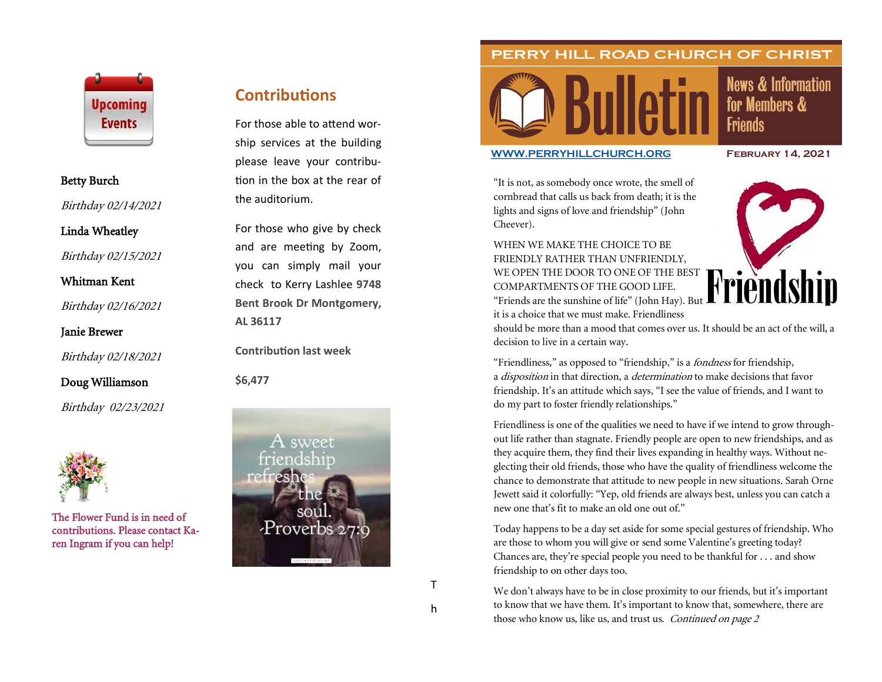# PERRY HILL ROAD CHURCH OF CHRIST

## Bulletin

News & Information for Members & Friends

WWW.PERRYHILLCHURCH.ORG

FEBRUARY 14, 2021

Upcoming Events

Betty Burch

*Birthday 02/14/2021*

Linda Wheatley

*Birthday 02/15/2021*

Whitman Kent

*Birthday 02/16/2021*

Janie Brewer

*Birthday 02/18/2021*

Doug Williamson

*Birthday 02/23/2021*

The Flower Fund is in need of contributions. Please contact Karen Ingram if you can help!

## Contributions

For those able to attend worship services at the building please leave your contribution in the box at the rear of the auditorium.

For those who give by check and are meeting by Zoom, you can simply mail your check to Kerry Lashlee **9748 Bent Brook Dr Montgomery, AL 36117**

**Contribution last week**

**$6,477**

A sweet friendship refreshes the soul. Proverbs 27:9

Friendship

"It is not, as somebody once wrote, the smell of cornbread that calls us back from death; it is the lights and signs of love and friendship" (John Cheever).

WHEN WE MAKE THE CHOICE TO BE FRIENDLY RATHER THAN UNFRIENDLY, WE OPEN THE DOOR TO ONE OF THE BEST COMPARTMENTS OF THE GOOD LIFE. "Friends are the sunshine of life" (John Hay). But it is a choice that we must make. Friendliness should be more than a mood that comes over us. It should be an act of the will, a decision to live in a certain way.

"Friendliness," as opposed to "friendship," is a *fondness* for friendship, a *disposition* in that direction, a *determination* to make decisions that favor friendship. It's an attitude which says, "I see the value of friends, and I want to do my part to foster friendly relationships."

Friendliness is one of the qualities we need to have if we intend to grow throughout life rather than stagnate. Friendly people are open to new friendships, and as they acquire them, they find their lives expanding in healthy ways. Without neglecting their old friends, those who have the quality of friendliness welcome the chance to demonstrate that attitude to new people in new situations. Sarah Orne Jewett said it colorfully: "Yep, old friends are always best, unless you can catch a new one that's fit to make an old one out of."

Today happens to be a day set aside for some special gestures of friendship. Who are those to whom you will give or send some Valentine's greeting today? Chances are, they're special people you need to be thankful for . . . and show friendship to on other days too.

We don't always have to be in close proximity to our friends, but it's important to know that we have them. It's important to know that, somewhere, there are those who know us, like us, and trust us. *Continued on page 2*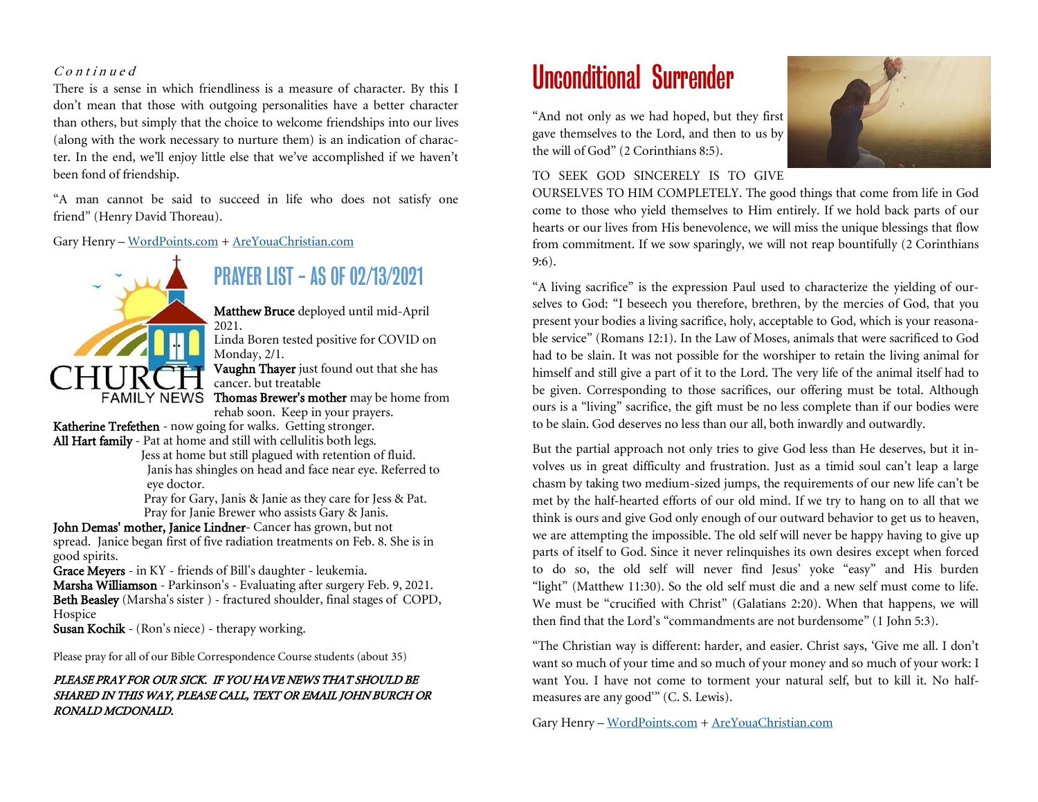*Continued*

There is a sense in which friendliness is a measure of character. By this I don't mean that those with outgoing personalities have a better character than others, but simply that the choice to welcome friendships into our lives (along with the work necessary to nurture them) is an indication of character. In the end, we'll enjoy little else that we've accomplished if we haven't been fond of friendship.

"A man cannot be said to succeed in life who does not satisfy one friend" (Henry David Thoreau).

Gary Henry – WordPoints.com + AreYouaChristian.com

## PRAYER LIST - AS OF 02/13/2021

**Matthew Bruce** deployed until mid-April 2021.

Linda Boren tested positive for COVID on Monday, 2/1.

**Vaughn Thayer** just found out that she has cancer. but treatable

**Thomas Brewer's mother** may be home from rehab soon. Keep in your prayers.

**Katherine Trefethen** - now going for walks. Getting stronger.

**All Hart family** - Pat at home and still with cellulitis both legs.
Jess at home but still plagued with retention of fluid.
Janis has shingles on head and face near eye. Referred to eye doctor.
Pray for Gary, Janis & Janie as they care for Jess & Pat.
Pray for Janie Brewer who assists Gary & Janis.

**John Demas' mother, Janice Lindner**- Cancer has grown, but not spread. Janice began first of five radiation treatments on Feb. 8. She is in good spirits.

**Grace Meyers** - in KY - friends of Bill's daughter - leukemia.

**Marsha Williamson** - Parkinson's - Evaluating after surgery Feb. 9, 2021.

**Beth Beasley** (Marsha's sister ) - fractured shoulder, final stages of COPD, Hospice

**Susan Kochik** - (Ron's niece) - therapy working.

Please pray for all of our Bible Correspondence Course students (about 35)

*PLEASE PRAY FOR OUR SICK. IF YOU HAVE NEWS THAT SHOULD BE SHARED IN THIS WAY, PLEASE CALL, TEXT OR EMAIL JOHN BURCH OR RONALD MCDONALD.*

# Unconditional Surrender

"And not only as we had hoped, but they first gave themselves to the Lord, and then to us by the will of God" (2 Corinthians 8:5).

TO SEEK GOD SINCERELY IS TO GIVE OURSELVES TO HIM COMPLETELY. The good things that come from life in God come to those who yield themselves to Him entirely. If we hold back parts of our hearts or our lives from His benevolence, we will miss the unique blessings that flow from commitment. If we sow sparingly, we will not reap bountifully (2 Corinthians 9:6).

"A living sacrifice" is the expression Paul used to characterize the yielding of ourselves to God: "I beseech you therefore, brethren, by the mercies of God, that you present your bodies a living sacrifice, holy, acceptable to God, which is your reasonable service" (Romans 12:1). In the Law of Moses, animals that were sacrificed to God had to be slain. It was not possible for the worshiper to retain the living animal for himself and still give a part of it to the Lord. The very life of the animal itself had to be given. Corresponding to those sacrifices, our offering must be total. Although ours is a "living" sacrifice, the gift must be no less complete than if our bodies were to be slain. God deserves no less than our all, both inwardly and outwardly.

But the partial approach not only tries to give God less than He deserves, but it involves us in great difficulty and frustration. Just as a timid soul can't leap a large chasm by taking two medium-sized jumps, the requirements of our new life can't be met by the half-hearted efforts of our old mind. If we try to hang on to all that we think is ours and give God only enough of our outward behavior to get us to heaven, we are attempting the impossible. The old self will never be happy having to give up parts of itself to God. Since it never relinquishes its own desires except when forced to do so, the old self will never find Jesus' yoke "easy" and His burden "light" (Matthew 11:30). So the old self must die and a new self must come to life. We must be "crucified with Christ" (Galatians 2:20). When that happens, we will then find that the Lord's "commandments are not burdensome" (1 John 5:3).

"The Christian way is different: harder, and easier. Christ says, 'Give me all. I don't want so much of your time and so much of your money and so much of your work: I want You. I have not come to torment your natural self, but to kill it. No half-measures are any good'" (C. S. Lewis).

Gary Henry – WordPoints.com + AreYouaChristian.com